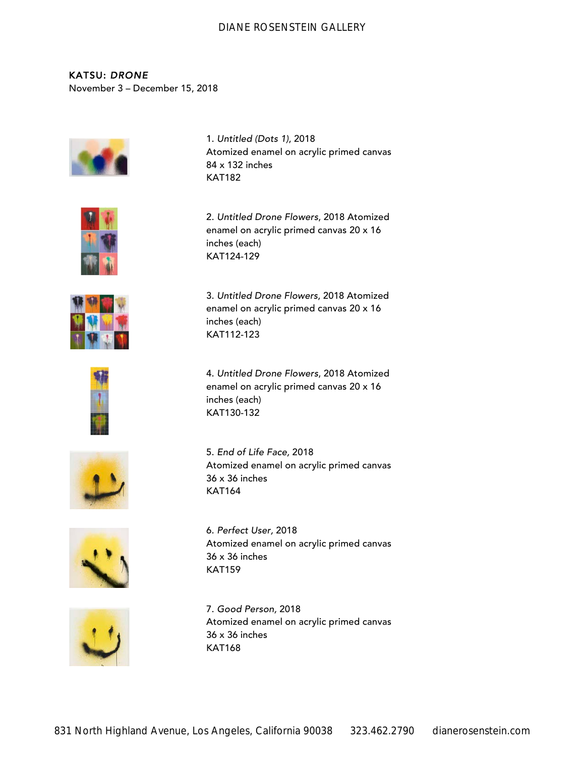**KATSU: *DRONE***
November 3 – December 15, 2018

1. *Untitled (Dots 1)*, 2018
Atomized enamel on acrylic primed canvas
84 x 132 inches
KAT182

2. *Untitled Drone Flowers*, 2018 Atomized enamel on acrylic primed canvas 20 x 16 inches (each)
KAT124-129

3. *Untitled Drone Flowers*, 2018 Atomized enamel on acrylic primed canvas 20 x 16 inches (each)
KAT112-123

4. *Untitled Drone Flowers*, 2018 Atomized enamel on acrylic primed canvas 20 x 16 inches (each)
KAT130-132

5. *End of Life Face*, 2018
Atomized enamel on acrylic primed canvas
36 x 36 inches
KAT164

6. *Perfect User*, 2018
Atomized enamel on acrylic primed canvas
36 x 36 inches
KAT159

7. *Good Person*, 2018
Atomized enamel on acrylic primed canvas
36 x 36 inches
KAT168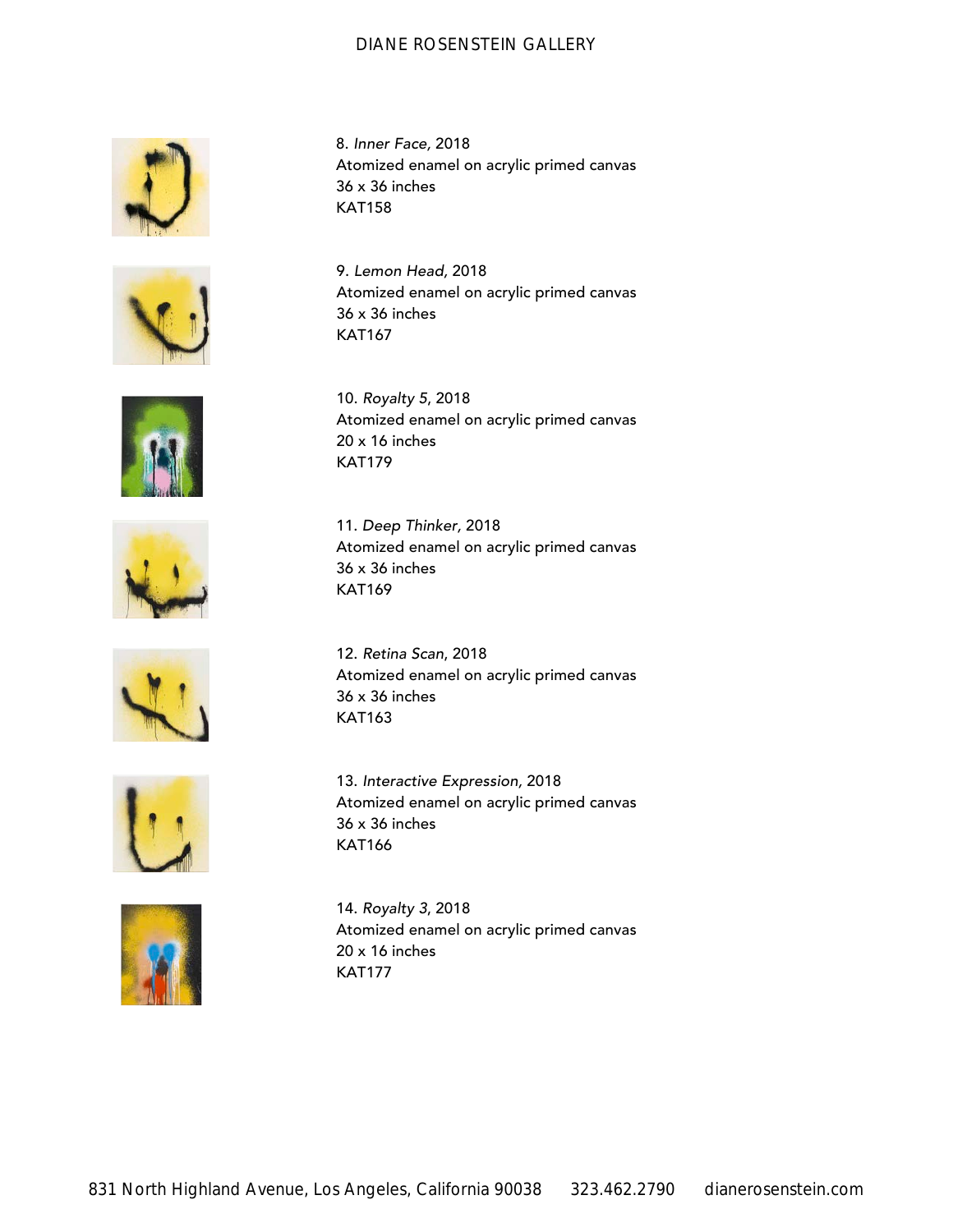8. *Inner Face,* 2018
Atomized enamel on acrylic primed canvas
36 x 36 inches
KAT158

9. *Lemon Head*, 2018
Atomized enamel on acrylic primed canvas
36 x 36 inches
KAT167

10. *Royalty 5*, 2018
Atomized enamel on acrylic primed canvas
20 x 16 inches
KAT179

11. *Deep Thinker*, 2018
Atomized enamel on acrylic primed canvas
36 x 36 inches
KAT169

12. *Retina Scan*, 2018
Atomized enamel on acrylic primed canvas
36 x 36 inches
KAT163

13. *Interactive Expression,* 2018
Atomized enamel on acrylic primed canvas
36 x 36 inches
KAT166

14. *Royalty 3*, 2018
Atomized enamel on acrylic primed canvas
20 x 16 inches
KAT177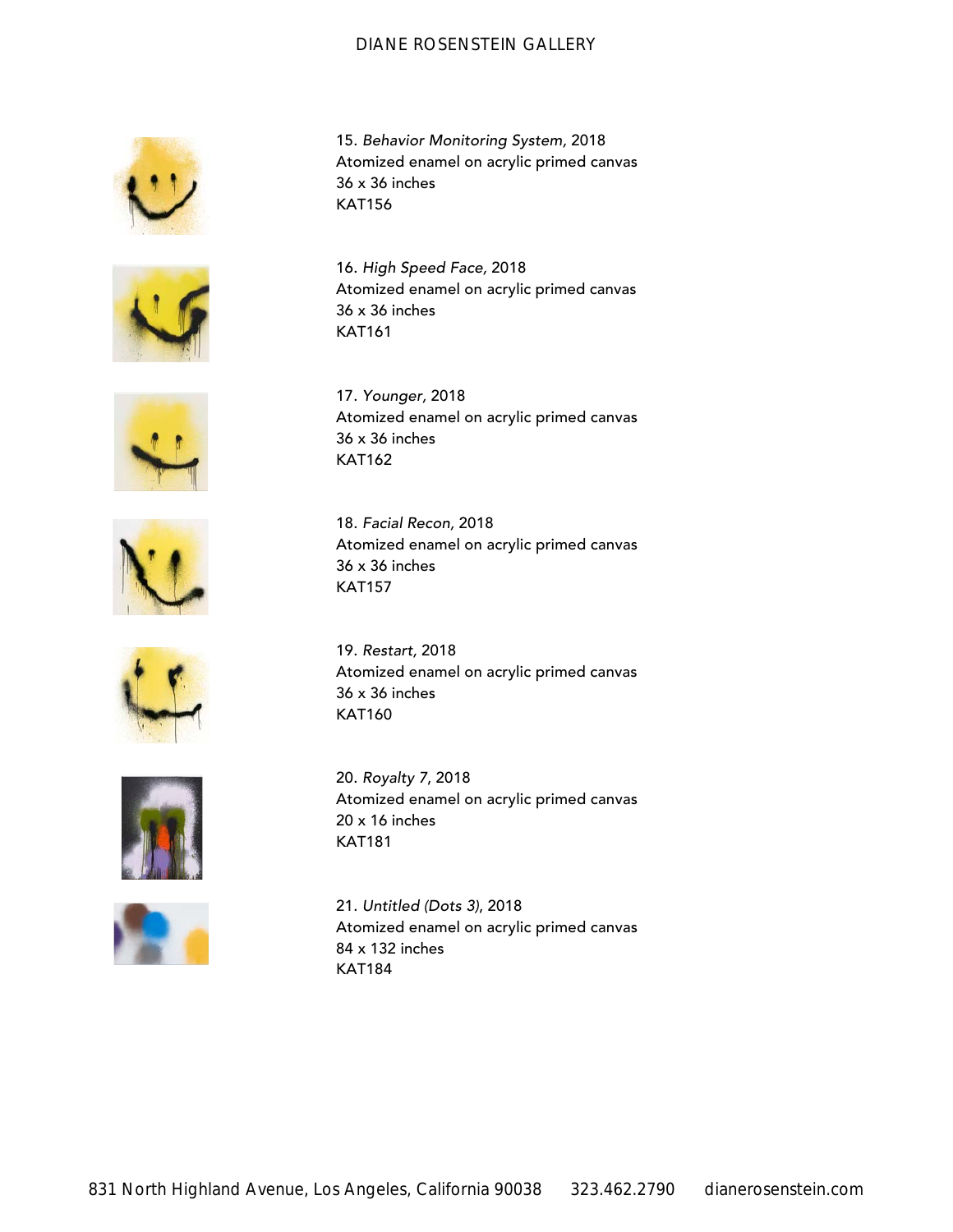15. *Behavior Monitoring System*, 2018
Atomized enamel on acrylic primed canvas
36 x 36 inches
KAT156

16. *High Speed Face*, 2018
Atomized enamel on acrylic primed canvas
36 x 36 inches
KAT161

17. *Younger*, 2018
Atomized enamel on acrylic primed canvas
36 x 36 inches
KAT162

18. *Facial Recon*, 2018
Atomized enamel on acrylic primed canvas
36 x 36 inches
KAT157

19. *Restart*, 2018
Atomized enamel on acrylic primed canvas
36 x 36 inches
KAT160

20. *Royalty 7*, 2018
Atomized enamel on acrylic primed canvas
20 x 16 inches
KAT181

21. *Untitled (Dots 3)*, 2018
Atomized enamel on acrylic primed canvas
84 x 132 inches
KAT184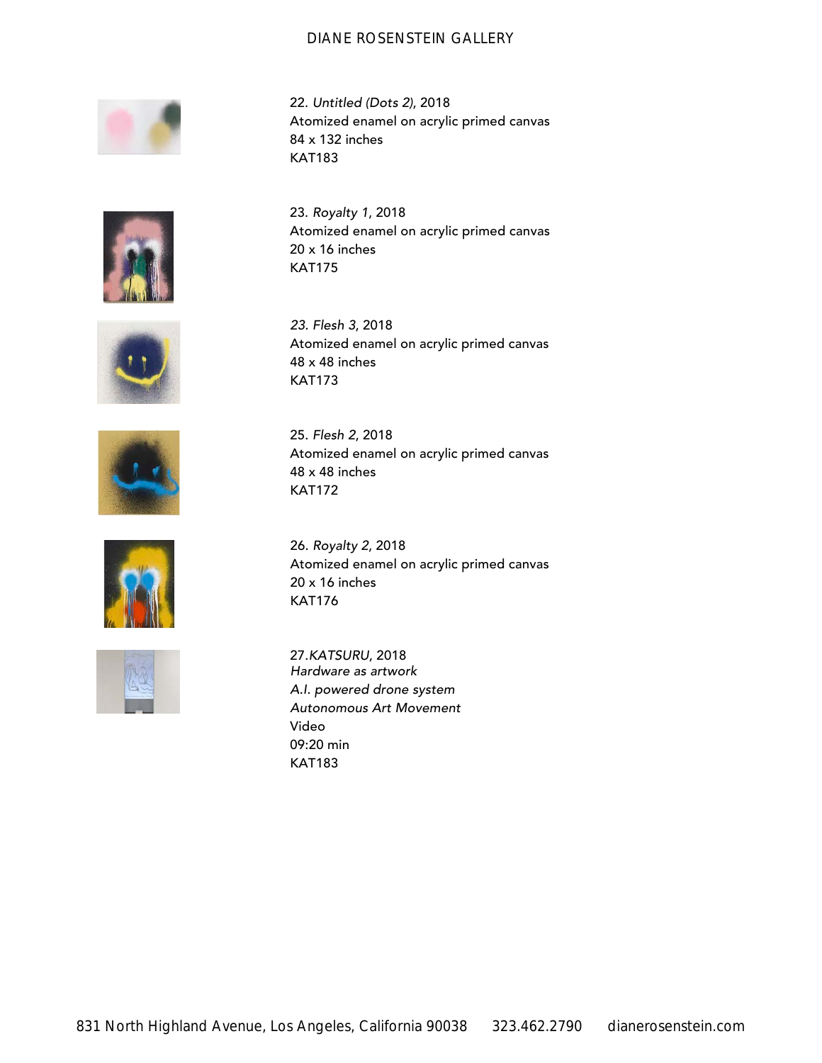22. *Untitled (Dots 2)*, 2018
Atomized enamel on acrylic primed canvas
84 x 132 inches
KAT183

23. *Royalty 1*, 2018
Atomized enamel on acrylic primed canvas
20 x 16 inches
KAT175

*23. Flesh 3*, 2018
Atomized enamel on acrylic primed canvas
48 x 48 inches
KAT173

25. *Flesh 2*, 2018
Atomized enamel on acrylic primed canvas
48 x 48 inches
KAT172

26. *Royalty 2*, 2018
Atomized enamel on acrylic primed canvas
20 x 16 inches
KAT176

27.*KATSURU*, 2018
*Hardware as artwork*
*A.I. powered drone system*
*Autonomous Art Movement*
Video
09:20 min
KAT183